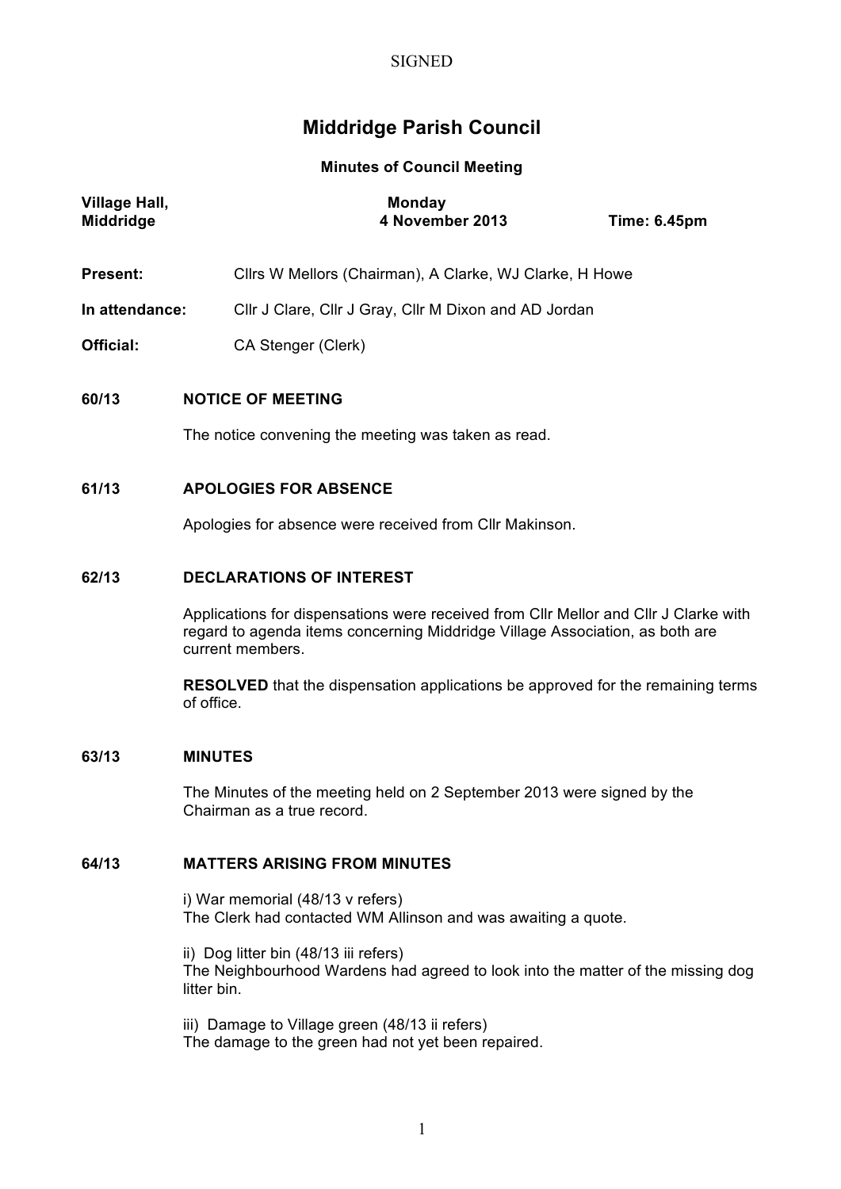SIGNED

# Middridge Parish Council

**Minutes of Council Meeting**

**Village Hall, Middridge** — **Monday 4 November 2013** — **Time: 6.45pm**

**Present:** Cllrs W Mellors (Chairman), A Clarke, WJ Clarke, H Howe

**In attendance:** Cllr J Clare, Cllr J Gray, Cllr M Dixon and AD Jordan

**Official:** CA Stenger (Clerk)

## 60/13 NOTICE OF MEETING

The notice convening the meeting was taken as read.

## 61/13 APOLOGIES FOR ABSENCE

Apologies for absence were received from Cllr Makinson.

## 62/13 DECLARATIONS OF INTEREST

Applications for dispensations were received from Cllr Mellor and Cllr J Clarke with regard to agenda items concerning Middridge Village Association, as both are current members.

**RESOLVED** that the dispensation applications be approved for the remaining terms of office.

## 63/13 MINUTES

The Minutes of the meeting held on 2 September 2013 were signed by the Chairman as a true record.

## 64/13 MATTERS ARISING FROM MINUTES

i) War memorial (48/13 v refers)
The Clerk had contacted WM Allinson and was awaiting a quote.

ii) Dog litter bin (48/13 iii refers)
The Neighbourhood Wardens had agreed to look into the matter of the missing dog litter bin.

iii) Damage to Village green (48/13 ii refers)
The damage to the green had not yet been repaired.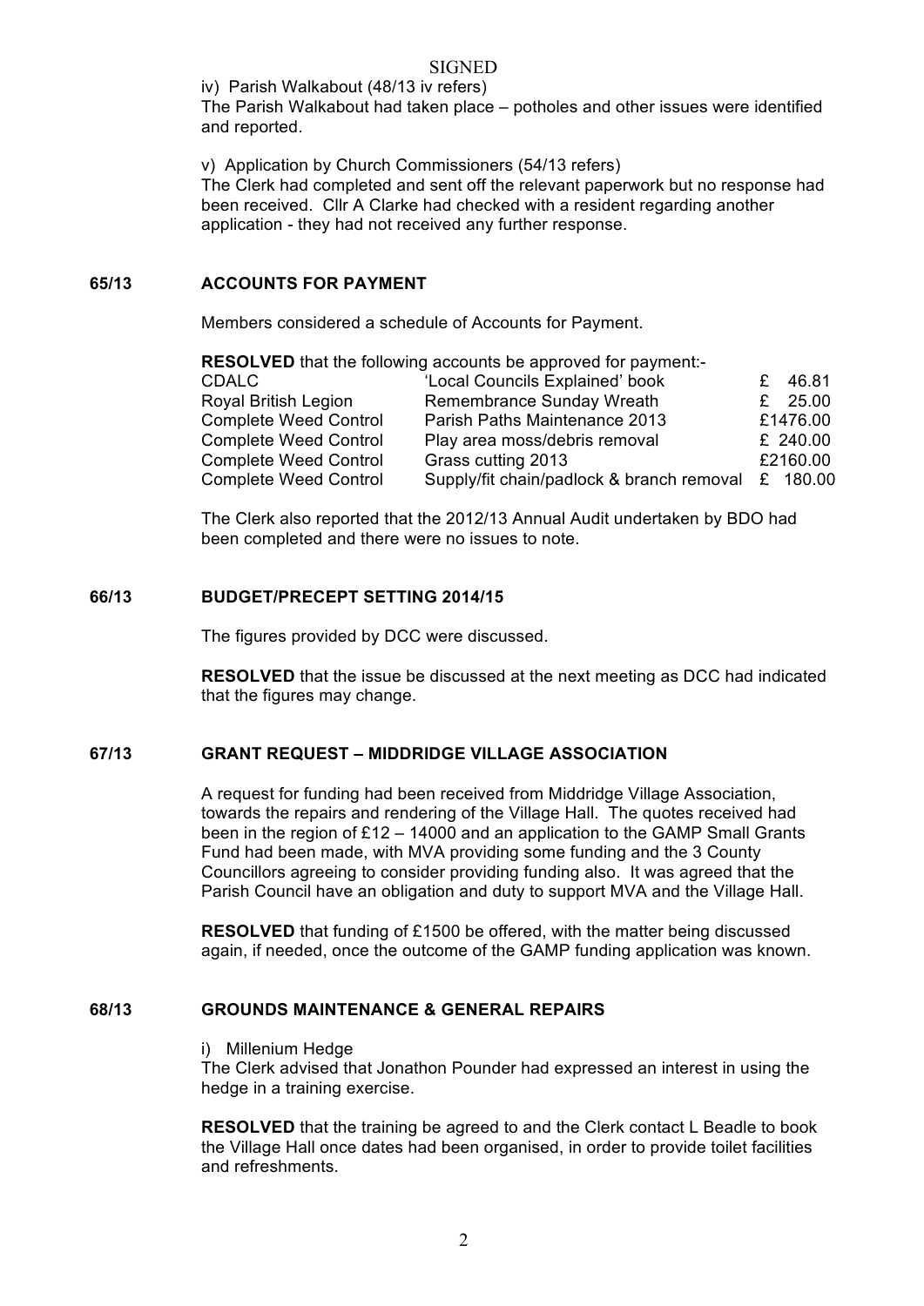SIGNED

iv) Parish Walkabout (48/13 iv refers)
The Parish Walkabout had taken place – potholes and other issues were identified and reported.

v) Application by Church Commissioners (54/13 refers)
The Clerk had completed and sent off the relevant paperwork but no response had been received. Cllr A Clarke had checked with a resident regarding another application - they had not received any further response.

## 65/13 ACCOUNTS FOR PAYMENT

Members considered a schedule of Accounts for Payment.

**RESOLVED** that the following accounts be approved for payment:-

| | | |
|---|---|---|
| CDALC | 'Local Councils Explained' book | £ 46.81 |
| Royal British Legion | Remembrance Sunday Wreath | £ 25.00 |
| Complete Weed Control | Parish Paths Maintenance 2013 | £1476.00 |
| Complete Weed Control | Play area moss/debris removal | £ 240.00 |
| Complete Weed Control | Grass cutting 2013 | £2160.00 |
| Complete Weed Control | Supply/fit chain/padlock & branch removal | £ 180.00 |

The Clerk also reported that the 2012/13 Annual Audit undertaken by BDO had been completed and there were no issues to note.

## 66/13 BUDGET/PRECEPT SETTING 2014/15

The figures provided by DCC were discussed.

**RESOLVED** that the issue be discussed at the next meeting as DCC had indicated that the figures may change.

## 67/13 GRANT REQUEST – MIDDRIDGE VILLAGE ASSOCIATION

A request for funding had been received from Middridge Village Association, towards the repairs and rendering of the Village Hall. The quotes received had been in the region of £12 – 14000 and an application to the GAMP Small Grants Fund had been made, with MVA providing some funding and the 3 County Councillors agreeing to consider providing funding also. It was agreed that the Parish Council have an obligation and duty to support MVA and the Village Hall.

**RESOLVED** that funding of £1500 be offered, with the matter being discussed again, if needed, once the outcome of the GAMP funding application was known.

## 68/13 GROUNDS MAINTENANCE & GENERAL REPAIRS

i) Millenium Hedge
The Clerk advised that Jonathon Pounder had expressed an interest in using the hedge in a training exercise.

**RESOLVED** that the training be agreed to and the Clerk contact L Beadle to book the Village Hall once dates had been organised, in order to provide toilet facilities and refreshments.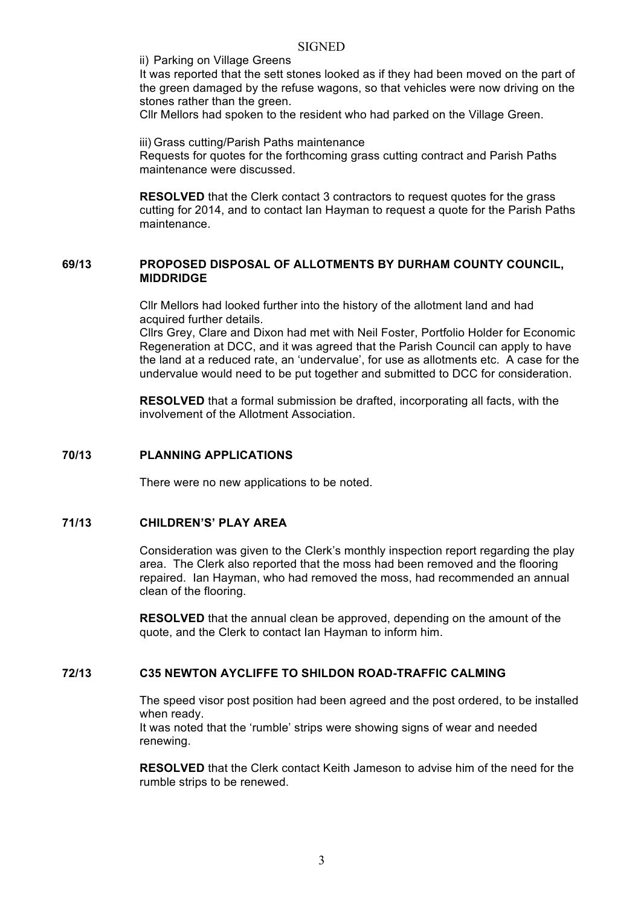SIGNED

ii) Parking on Village Greens

It was reported that the sett stones looked as if they had been moved on the part of the green damaged by the refuse wagons, so that vehicles were now driving on the stones rather than the green.

Cllr Mellors had spoken to the resident who had parked on the Village Green.

iii) Grass cutting/Parish Paths maintenance

Requests for quotes for the forthcoming grass cutting contract and Parish Paths maintenance were discussed.

**RESOLVED** that the Clerk contact 3 contractors to request quotes for the grass cutting for 2014, and to contact Ian Hayman to request a quote for the Parish Paths maintenance.

## 69/13 PROPOSED DISPOSAL OF ALLOTMENTS BY DURHAM COUNTY COUNCIL, MIDDRIDGE

Cllr Mellors had looked further into the history of the allotment land and had acquired further details.

Cllrs Grey, Clare and Dixon had met with Neil Foster, Portfolio Holder for Economic Regeneration at DCC, and it was agreed that the Parish Council can apply to have the land at a reduced rate, an 'undervalue', for use as allotments etc. A case for the undervalue would need to be put together and submitted to DCC for consideration.

**RESOLVED** that a formal submission be drafted, incorporating all facts, with the involvement of the Allotment Association.

## 70/13 PLANNING APPLICATIONS

There were no new applications to be noted.

## 71/13 CHILDREN'S' PLAY AREA

Consideration was given to the Clerk's monthly inspection report regarding the play area. The Clerk also reported that the moss had been removed and the flooring repaired. Ian Hayman, who had removed the moss, had recommended an annual clean of the flooring.

**RESOLVED** that the annual clean be approved, depending on the amount of the quote, and the Clerk to contact Ian Hayman to inform him.

## 72/13 C35 NEWTON AYCLIFFE TO SHILDON ROAD-TRAFFIC CALMING

The speed visor post position had been agreed and the post ordered, to be installed when ready.

It was noted that the 'rumble' strips were showing signs of wear and needed renewing.

**RESOLVED** that the Clerk contact Keith Jameson to advise him of the need for the rumble strips to be renewed.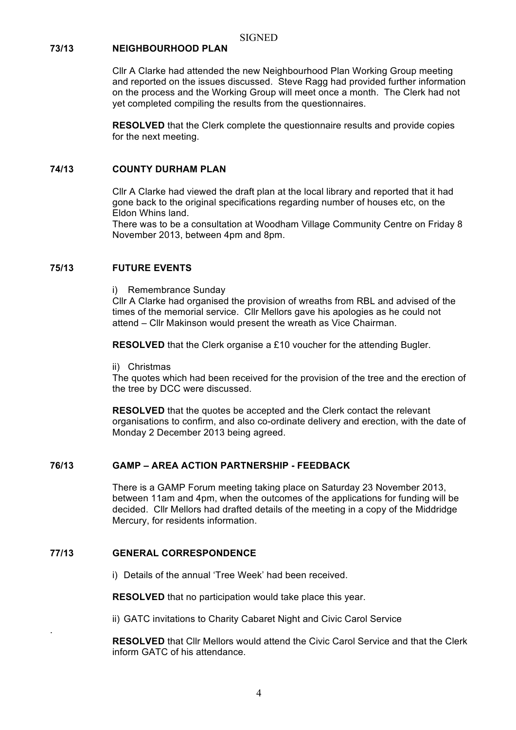SIGNED

**73/13 NEIGHBOURHOOD PLAN**

Cllr A Clarke had attended the new Neighbourhood Plan Working Group meeting and reported on the issues discussed. Steve Ragg had provided further information on the process and the Working Group will meet once a month. The Clerk had not yet completed compiling the results from the questionnaires.

**RESOLVED** that the Clerk complete the questionnaire results and provide copies for the next meeting.

**74/13 COUNTY DURHAM PLAN**

Cllr A Clarke had viewed the draft plan at the local library and reported that it had gone back to the original specifications regarding number of houses etc, on the Eldon Whins land.

There was to be a consultation at Woodham Village Community Centre on Friday 8 November 2013, between 4pm and 8pm.

**75/13 FUTURE EVENTS**

i) Remembrance Sunday

Cllr A Clarke had organised the provision of wreaths from RBL and advised of the times of the memorial service. Cllr Mellors gave his apologies as he could not attend – Cllr Makinson would present the wreath as Vice Chairman.

**RESOLVED** that the Clerk organise a £10 voucher for the attending Bugler.

ii) Christmas

The quotes which had been received for the provision of the tree and the erection of the tree by DCC were discussed.

**RESOLVED** that the quotes be accepted and the Clerk contact the relevant organisations to confirm, and also co-ordinate delivery and erection, with the date of Monday 2 December 2013 being agreed.

**76/13 GAMP – AREA ACTION PARTNERSHIP - FEEDBACK**

There is a GAMP Forum meeting taking place on Saturday 23 November 2013, between 11am and 4pm, when the outcomes of the applications for funding will be decided. Cllr Mellors had drafted details of the meeting in a copy of the Middridge Mercury, for residents information.

**77/13 GENERAL CORRESPONDENCE**

i) Details of the annual 'Tree Week' had been received.

**RESOLVED** that no participation would take place this year.

ii) GATC invitations to Charity Cabaret Night and Civic Carol Service

**RESOLVED** that Cllr Mellors would attend the Civic Carol Service and that the Clerk inform GATC of his attendance.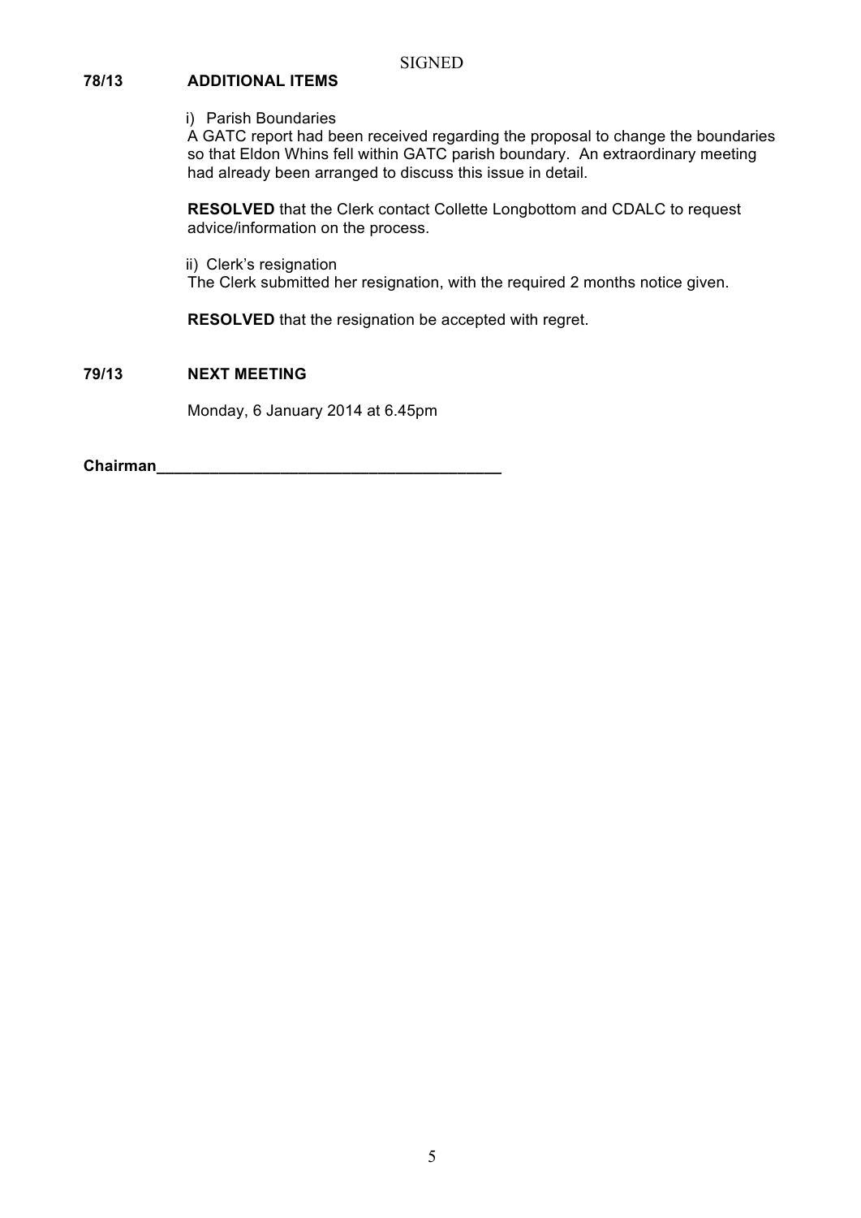SIGNED

**78/13 ADDITIONAL ITEMS**

i) Parish Boundaries

A GATC report had been received regarding the proposal to change the boundaries so that Eldon Whins fell within GATC parish boundary. An extraordinary meeting had already been arranged to discuss this issue in detail.

**RESOLVED** that the Clerk contact Collette Longbottom and CDALC to request advice/information on the process.

ii) Clerk's resignation

The Clerk submitted her resignation, with the required 2 months notice given.

**RESOLVED** that the resignation be accepted with regret.

**79/13 NEXT MEETING**

Monday, 6 January 2014 at 6.45pm

**Chairman**_______________________________________